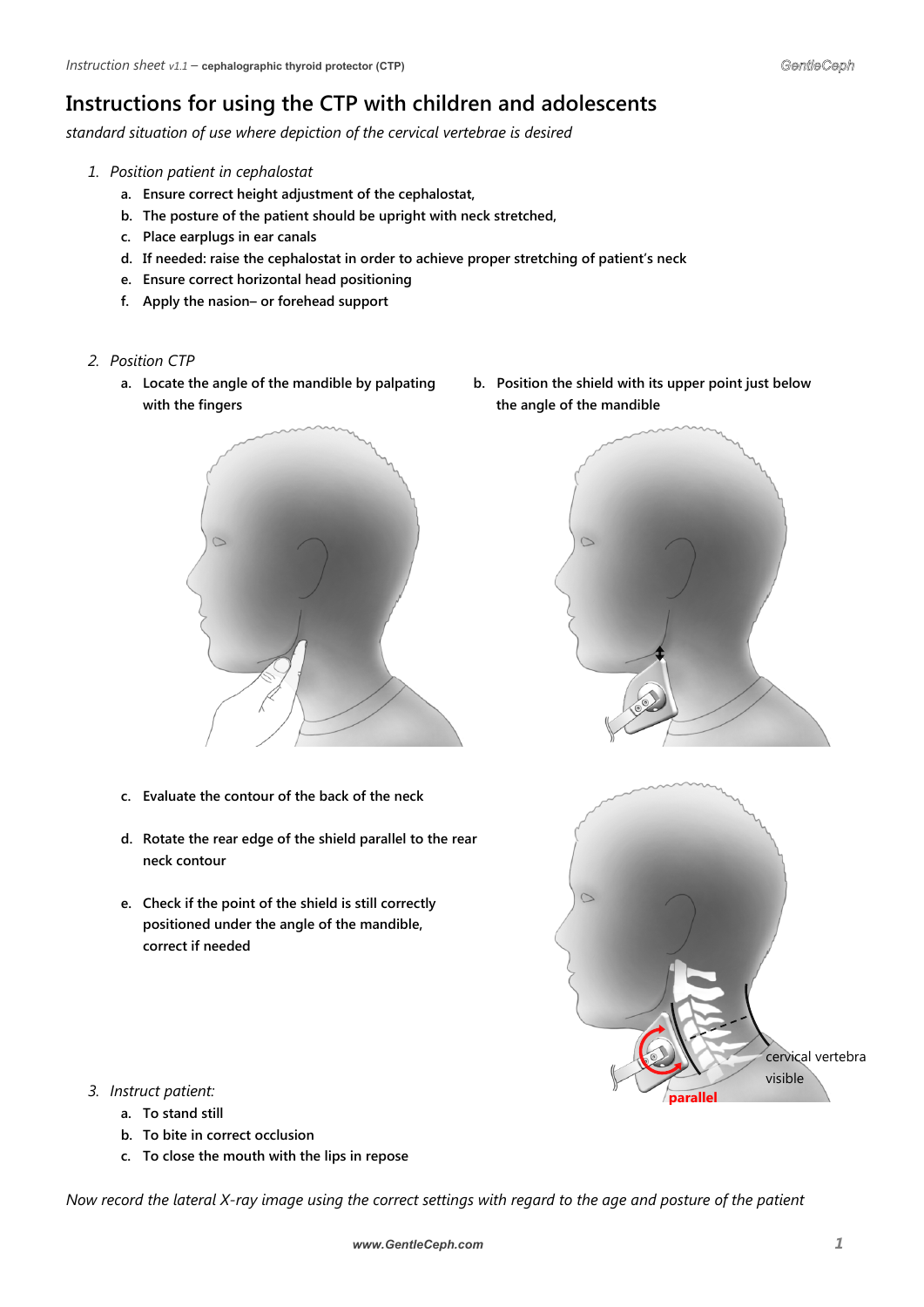# Instructions for using the CTP with children and adolescents

*standard situation of use where depiction of the cervical vertebrae is desired*

1. *Position patient in cephalostat*
   a. Ensure correct height adjustment of the cephalostat,
   b. The posture of the patient should be upright with neck stretched,
   c. Place earplugs in ear canals
   d. If needed: raise the cephalostat in order to achieve proper stretching of patient's neck
   e. Ensure correct horizontal head positioning
   f. Apply the nasion– or forehead support

2. *Position CTP*
   a. Locate the angle of the mandible by palpating with the fingers
   b. Position the shield with its upper point just below the angle of the mandible
   c. Evaluate the contour of the back of the neck
   d. Rotate the rear edge of the shield parallel to the rear neck contour
   e. Check if the point of the shield is still correctly positioned under the angle of the mandible, correct if needed

3. *Instruct patient:*
   a. To stand still
   b. To bite in correct occlusion
   c. To close the mouth with the lips in repose

*Now record the lateral X-ray image using the correct settings with regard to the age and posture of the patient*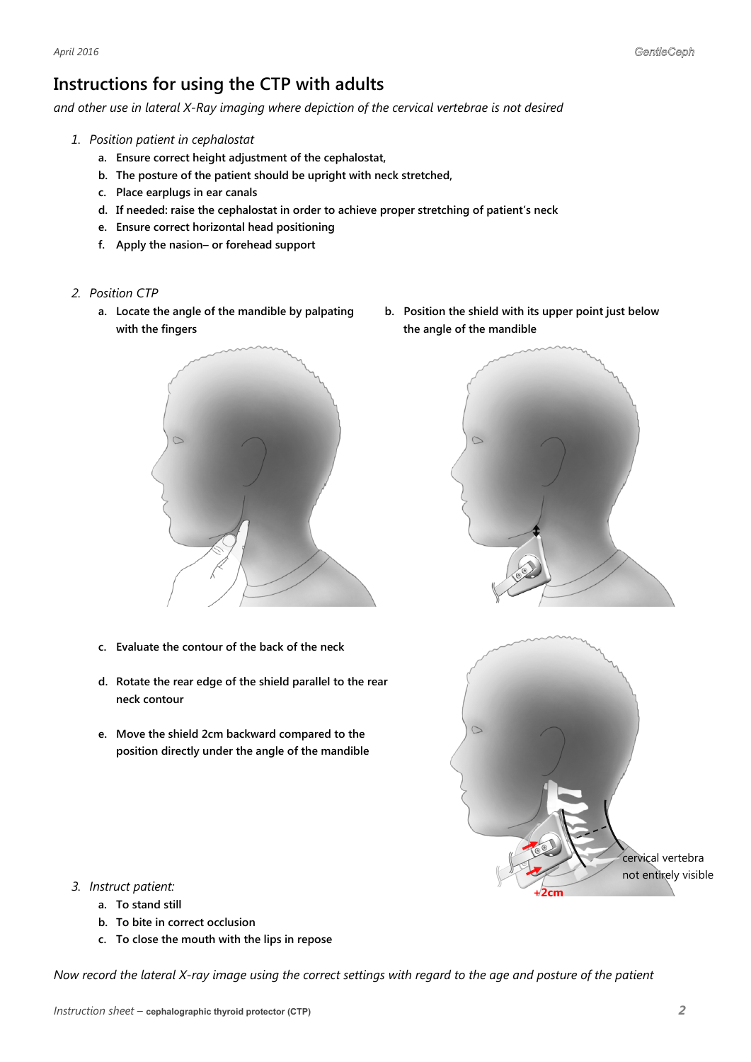# Instructions for using the CTP with adults

*and other use in lateral X-Ray imaging where depiction of the cervical vertebrae is not desired*

1. *Position patient in cephalostat*
   a. **Ensure correct height adjustment of the cephalostat,**
   b. **The posture of the patient should be upright with neck stretched,**
   c. **Place earplugs in ear canals**
   d. **If needed: raise the cephalostat in order to achieve proper stretching of patient's neck**
   e. **Ensure correct horizontal head positioning**
   f. **Apply the nasion– or forehead support**

2. *Position CTP*
   a. **Locate the angle of the mandible by palpating with the fingers**
   b. **Position the shield with its upper point just below the angle of the mandible**
   c. **Evaluate the contour of the back of the neck**
   d. **Rotate the rear edge of the shield parallel to the rear neck contour**
   e. **Move the shield 2cm backward compared to the position directly under the angle of the mandible**

cervical vertebra not entirely visible

+2cm

3. *Instruct patient:*
   a. **To stand still**
   b. **To bite in correct occlusion**
   c. **To close the mouth with the lips in repose**

*Now record the lateral X-ray image using the correct settings with regard to the age and posture of the patient*